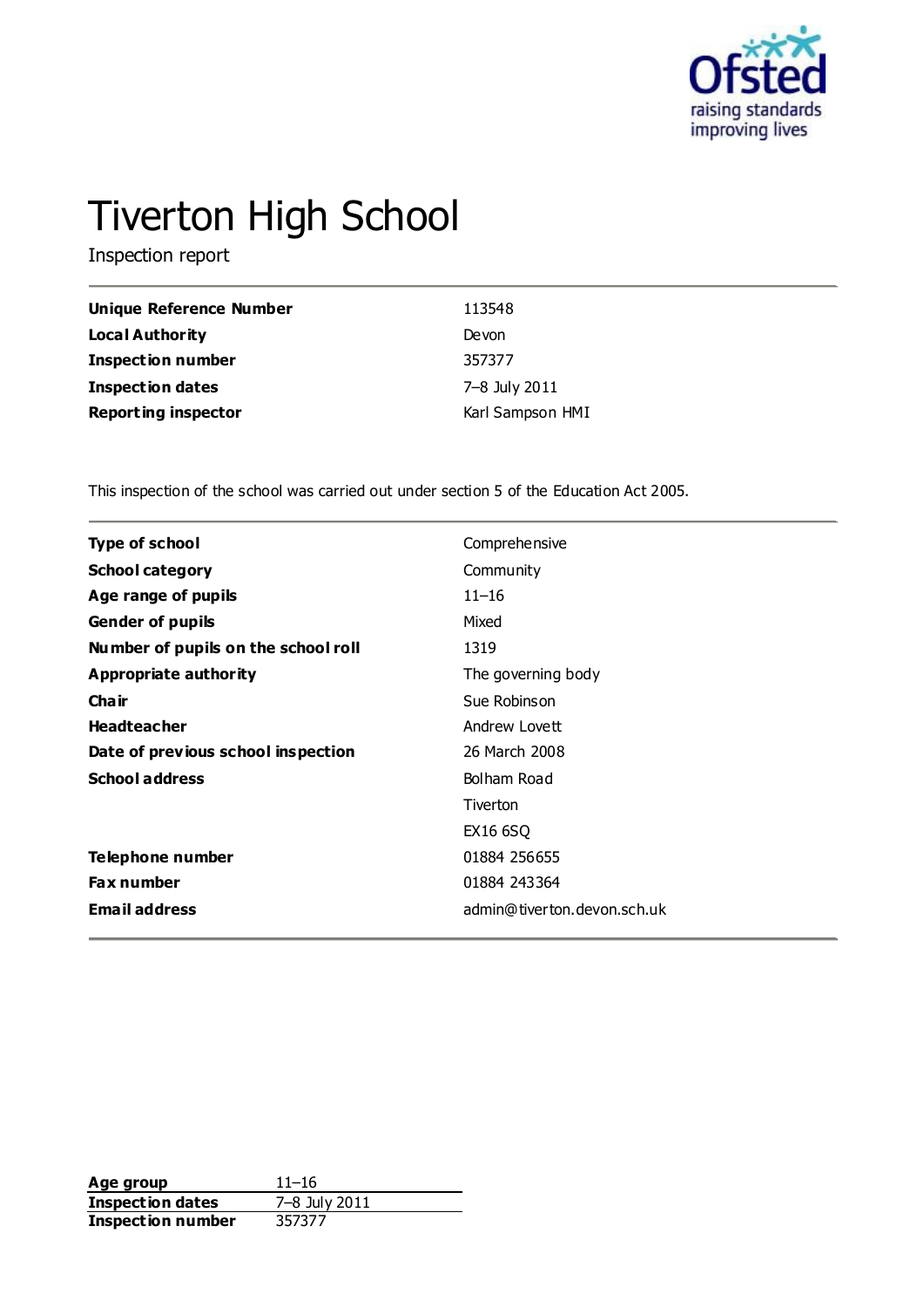# Tiverton High School

Inspection report

| | |
|---|---|
| **Unique Reference Number** | 113548 |
| **Local Authority** | Devon |
| **Inspection number** | 357377 |
| **Inspection dates** | 7–8 July 2011 |
| **Reporting inspector** | Karl Sampson HMI |

This inspection of the school was carried out under section 5 of the Education Act 2005.

| | |
|---|---|
| **Type of school** | Comprehensive |
| **School category** | Community |
| **Age range of pupils** | 11–16 |
| **Gender of pupils** | Mixed |
| **Number of pupils on the school roll** | 1319 |
| **Appropriate authority** | The governing body |
| **Chair** | Sue Robinson |
| **Headteacher** | Andrew Lovett |
| **Date of previous school inspection** | 26 March 2008 |
| **School address** | Bolham Road<br>Tiverton<br>EX16 6SQ |
| **Telephone number** | 01884 256655 |
| **Fax number** | 01884 243364 |
| **Email address** | admin@tiverton.devon.sch.uk |

| | |
|---|---|
| **Age group** | 11–16 |
| **Inspection dates** | 7–8 July 2011 |
| **Inspection number** | 357377 |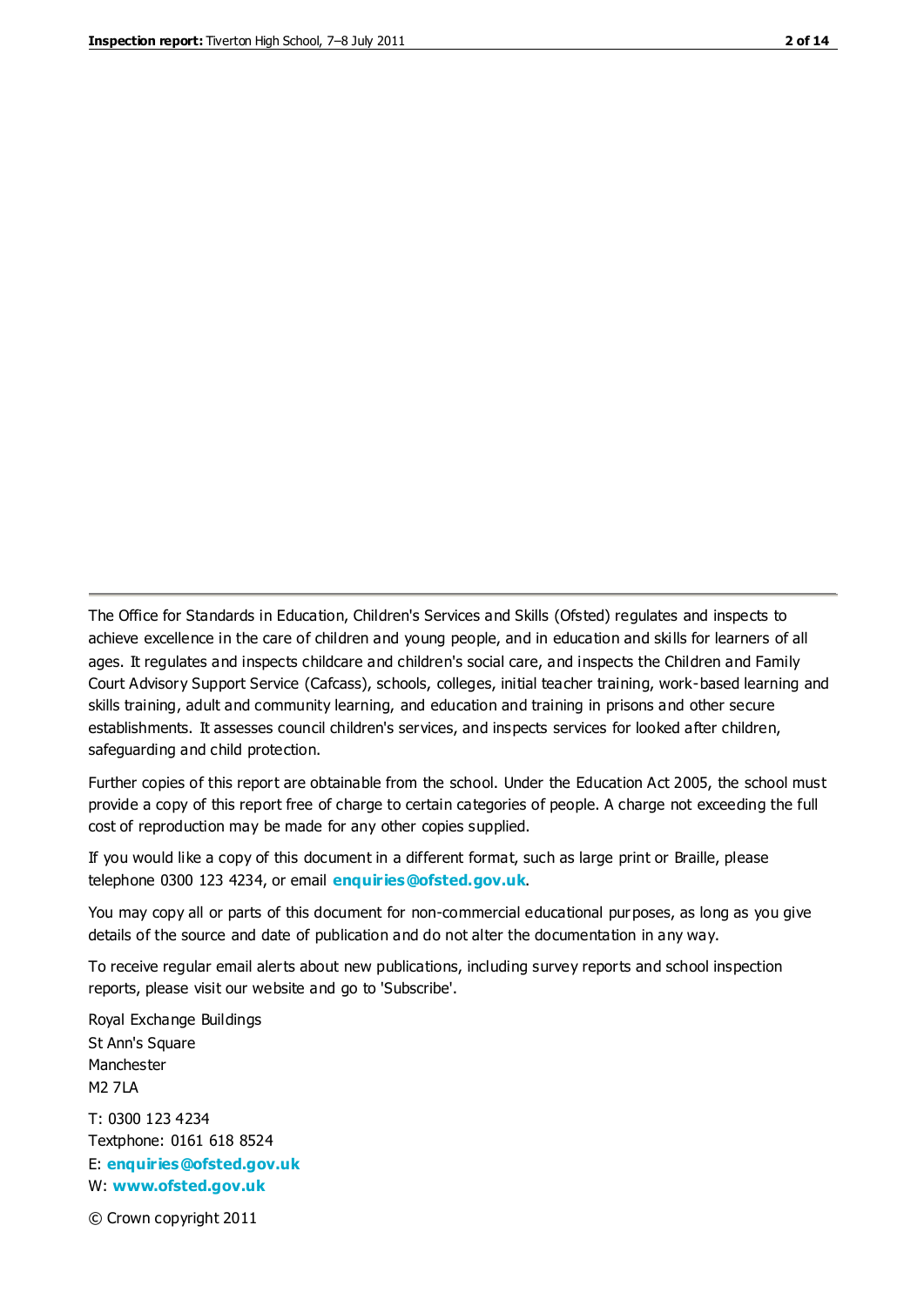The Office for Standards in Education, Children's Services and Skills (Ofsted) regulates and inspects to achieve excellence in the care of children and young people, and in education and skills for learners of all ages. It regulates and inspects childcare and children's social care, and inspects the Children and Family Court Advisory Support Service (Cafcass), schools, colleges, initial teacher training, work-based learning and skills training, adult and community learning, and education and training in prisons and other secure establishments. It assesses council children's services, and inspects services for looked after children, safeguarding and child protection.

Further copies of this report are obtainable from the school. Under the Education Act 2005, the school must provide a copy of this report free of charge to certain categories of people. A charge not exceeding the full cost of reproduction may be made for any other copies supplied.

If you would like a copy of this document in a different format, such as large print or Braille, please telephone 0300 123 4234, or email **enquiries@ofsted.gov.uk**.

You may copy all or parts of this document for non-commercial educational purposes, as long as you give details of the source and date of publication and do not alter the documentation in any way.

To receive regular email alerts about new publications, including survey reports and school inspection reports, please visit our website and go to 'Subscribe'.

Royal Exchange Buildings
St Ann's Square
Manchester
M2 7LA

T: 0300 123 4234
Textphone: 0161 618 8524
E: **enquiries@ofsted.gov.uk**
W: **www.ofsted.gov.uk**

© Crown copyright 2011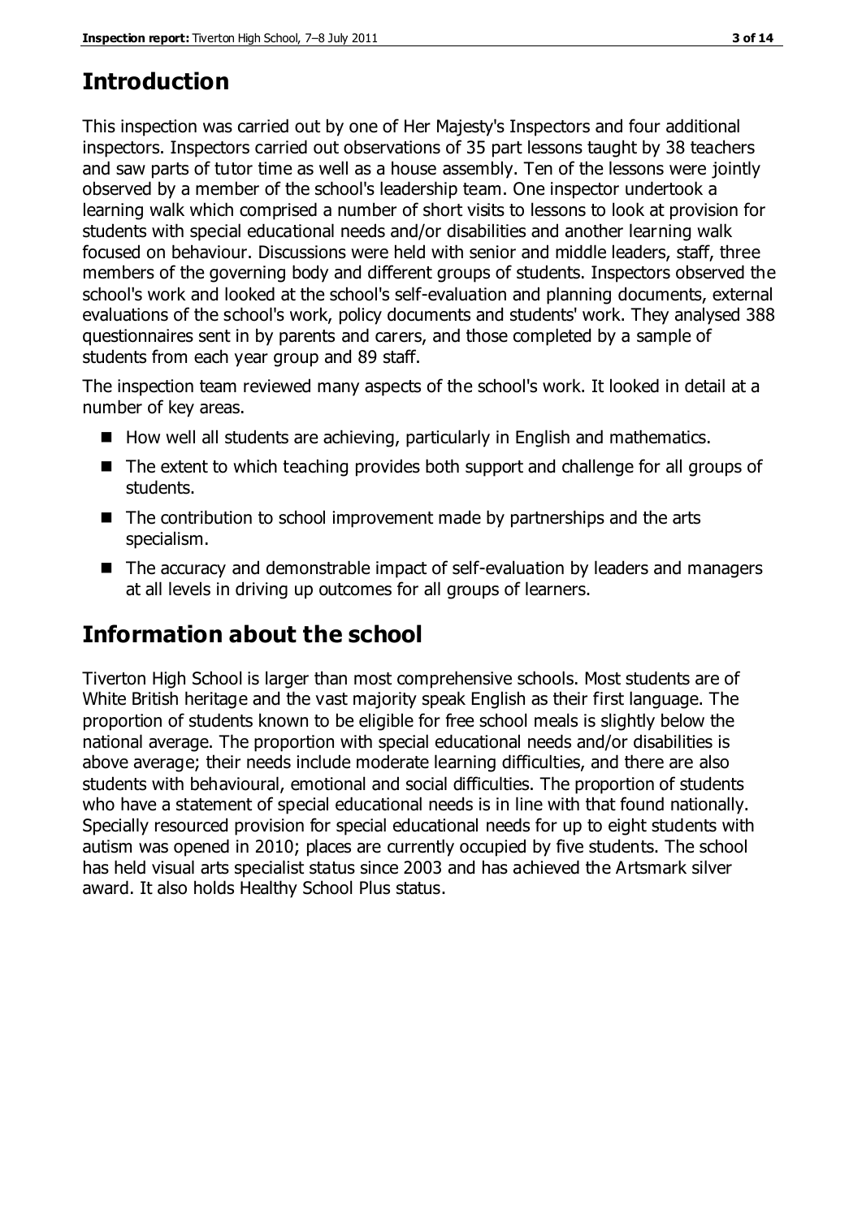## Introduction

This inspection was carried out by one of Her Majesty's Inspectors and four additional inspectors. Inspectors carried out observations of 35 part lessons taught by 38 teachers and saw parts of tutor time as well as a house assembly. Ten of the lessons were jointly observed by a member of the school's leadership team. One inspector undertook a learning walk which comprised a number of short visits to lessons to look at provision for students with special educational needs and/or disabilities and another learning walk focused on behaviour. Discussions were held with senior and middle leaders, staff, three members of the governing body and different groups of students. Inspectors observed the school's work and looked at the school's self-evaluation and planning documents, external evaluations of the school's work, policy documents and students' work. They analysed 388 questionnaires sent in by parents and carers, and those completed by a sample of students from each year group and 89 staff.

The inspection team reviewed many aspects of the school's work. It looked in detail at a number of key areas.

- How well all students are achieving, particularly in English and mathematics.
- The extent to which teaching provides both support and challenge for all groups of students.
- The contribution to school improvement made by partnerships and the arts specialism.
- The accuracy and demonstrable impact of self-evaluation by leaders and managers at all levels in driving up outcomes for all groups of learners.

## Information about the school

Tiverton High School is larger than most comprehensive schools. Most students are of White British heritage and the vast majority speak English as their first language. The proportion of students known to be eligible for free school meals is slightly below the national average. The proportion with special educational needs and/or disabilities is above average; their needs include moderate learning difficulties, and there are also students with behavioural, emotional and social difficulties. The proportion of students who have a statement of special educational needs is in line with that found nationally. Specially resourced provision for special educational needs for up to eight students with autism was opened in 2010; places are currently occupied by five students. The school has held visual arts specialist status since 2003 and has achieved the Artsmark silver award. It also holds Healthy School Plus status.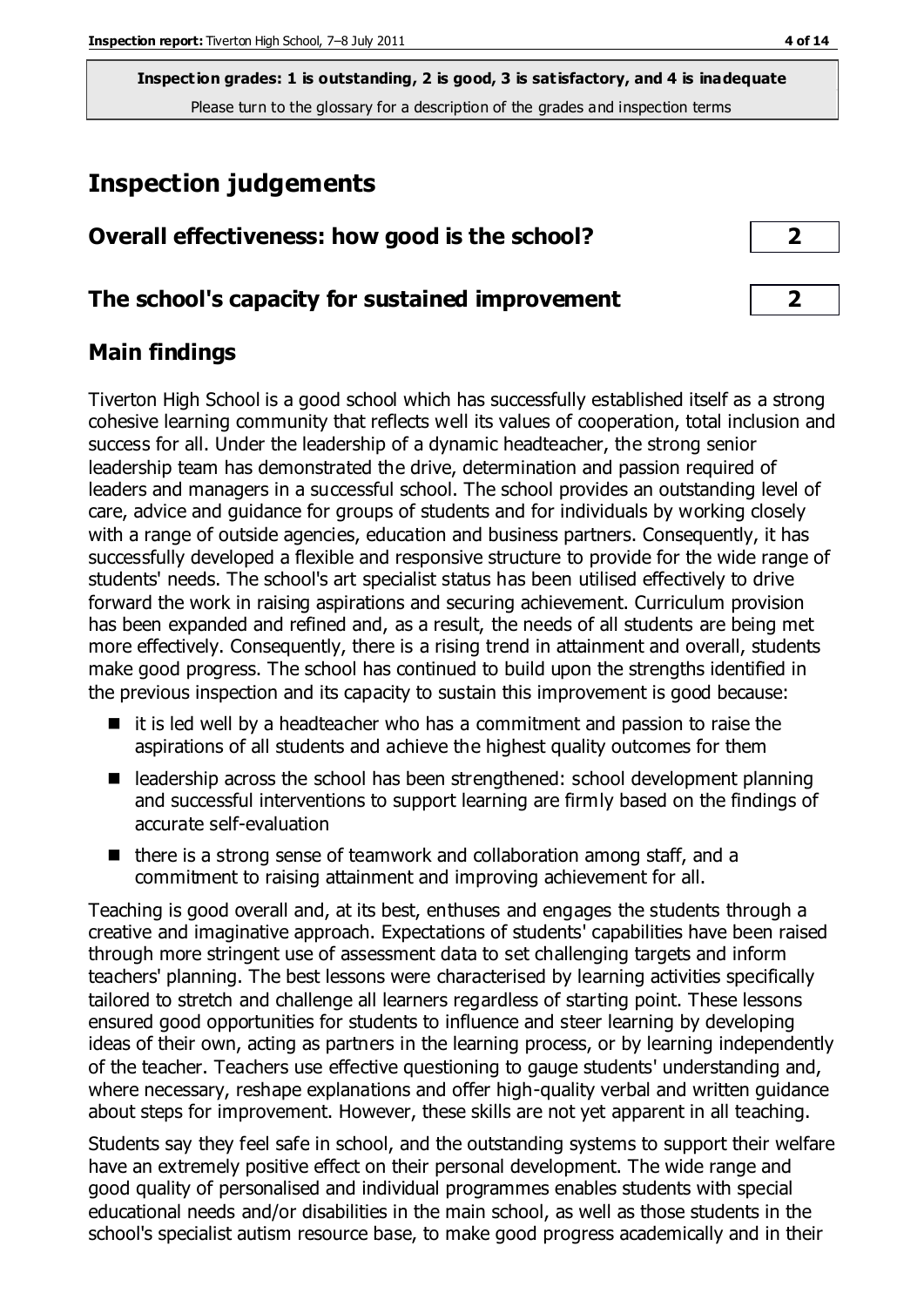**Inspection grades: 1 is outstanding, 2 is good, 3 is satisfactory, and 4 is inadequate**
Please turn to the glossary for a description of the grades and inspection terms

# Inspection judgements

| Overall effectiveness: how good is the school? | 2 |
|---|---|
| The school's capacity for sustained improvement | 2 |

## Main findings

Tiverton High School is a good school which has successfully established itself as a strong cohesive learning community that reflects well its values of cooperation, total inclusion and success for all. Under the leadership of a dynamic headteacher, the strong senior leadership team has demonstrated the drive, determination and passion required of leaders and managers in a successful school. The school provides an outstanding level of care, advice and guidance for groups of students and for individuals by working closely with a range of outside agencies, education and business partners. Consequently, it has successfully developed a flexible and responsive structure to provide for the wide range of students' needs. The school's art specialist status has been utilised effectively to drive forward the work in raising aspirations and securing achievement. Curriculum provision has been expanded and refined and, as a result, the needs of all students are being met more effectively. Consequently, there is a rising trend in attainment and overall, students make good progress. The school has continued to build upon the strengths identified in the previous inspection and its capacity to sustain this improvement is good because:

- it is led well by a headteacher who has a commitment and passion to raise the aspirations of all students and achieve the highest quality outcomes for them
- leadership across the school has been strengthened: school development planning and successful interventions to support learning are firmly based on the findings of accurate self-evaluation
- there is a strong sense of teamwork and collaboration among staff, and a commitment to raising attainment and improving achievement for all.

Teaching is good overall and, at its best, enthuses and engages the students through a creative and imaginative approach. Expectations of students' capabilities have been raised through more stringent use of assessment data to set challenging targets and inform teachers' planning. The best lessons were characterised by learning activities specifically tailored to stretch and challenge all learners regardless of starting point. These lessons ensured good opportunities for students to influence and steer learning by developing ideas of their own, acting as partners in the learning process, or by learning independently of the teacher. Teachers use effective questioning to gauge students' understanding and, where necessary, reshape explanations and offer high-quality verbal and written guidance about steps for improvement. However, these skills are not yet apparent in all teaching.

Students say they feel safe in school, and the outstanding systems to support their welfare have an extremely positive effect on their personal development. The wide range and good quality of personalised and individual programmes enables students with special educational needs and/or disabilities in the main school, as well as those students in the school's specialist autism resource base, to make good progress academically and in their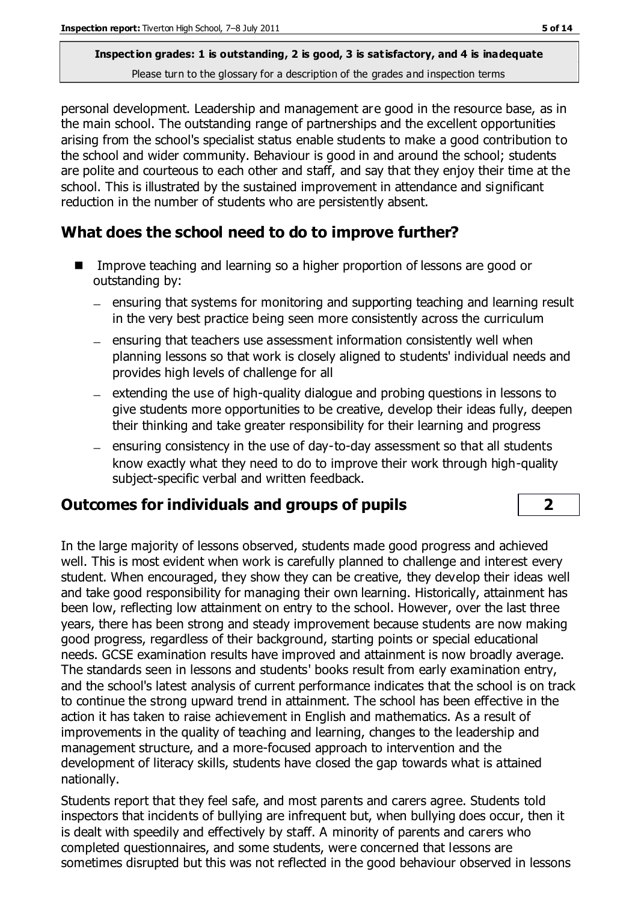**Inspection grades: 1 is outstanding, 2 is good, 3 is satisfactory, and 4 is inadequate**
Please turn to the glossary for a description of the grades and inspection terms

personal development. Leadership and management are good in the resource base, as in the main school. The outstanding range of partnerships and the excellent opportunities arising from the school's specialist status enable students to make a good contribution to the school and wider community. Behaviour is good in and around the school; students are polite and courteous to each other and staff, and say that they enjoy their time at the school. This is illustrated by the sustained improvement in attendance and significant reduction in the number of students who are persistently absent.

## What does the school need to do to improve further?

- Improve teaching and learning so a higher proportion of lessons are good or outstanding by:
  - ensuring that systems for monitoring and supporting teaching and learning result in the very best practice being seen more consistently across the curriculum
  - ensuring that teachers use assessment information consistently well when planning lessons so that work is closely aligned to students' individual needs and provides high levels of challenge for all
  - extending the use of high-quality dialogue and probing questions in lessons to give students more opportunities to be creative, develop their ideas fully, deepen their thinking and take greater responsibility for their learning and progress
  - ensuring consistency in the use of day-to-day assessment so that all students know exactly what they need to do to improve their work through high-quality subject-specific verbal and written feedback.

## Outcomes for individuals and groups of pupils — 2

In the large majority of lessons observed, students made good progress and achieved well. This is most evident when work is carefully planned to challenge and interest every student. When encouraged, they show they can be creative, they develop their ideas well and take good responsibility for managing their own learning. Historically, attainment has been low, reflecting low attainment on entry to the school. However, over the last three years, there has been strong and steady improvement because students are now making good progress, regardless of their background, starting points or special educational needs. GCSE examination results have improved and attainment is now broadly average. The standards seen in lessons and students' books result from early examination entry, and the school's latest analysis of current performance indicates that the school is on track to continue the strong upward trend in attainment. The school has been effective in the action it has taken to raise achievement in English and mathematics. As a result of improvements in the quality of teaching and learning, changes to the leadership and management structure, and a more-focused approach to intervention and the development of literacy skills, students have closed the gap towards what is attained nationally.

Students report that they feel safe, and most parents and carers agree. Students told inspectors that incidents of bullying are infrequent but, when bullying does occur, then it is dealt with speedily and effectively by staff. A minority of parents and carers who completed questionnaires, and some students, were concerned that lessons are sometimes disrupted but this was not reflected in the good behaviour observed in lessons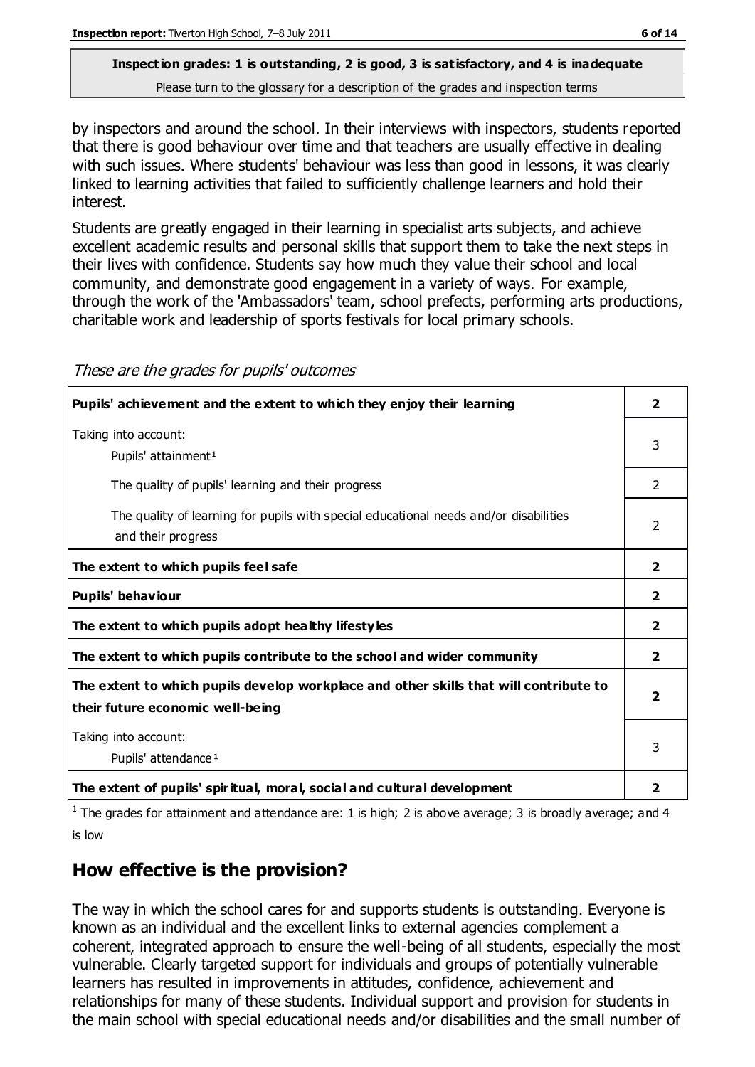**Inspection grades: 1 is outstanding, 2 is good, 3 is satisfactory, and 4 is inadequate**

Please turn to the glossary for a description of the grades and inspection terms

by inspectors and around the school. In their interviews with inspectors, students reported that there is good behaviour over time and that teachers are usually effective in dealing with such issues. Where students' behaviour was less than good in lessons, it was clearly linked to learning activities that failed to sufficiently challenge learners and hold their interest.

Students are greatly engaged in their learning in specialist arts subjects, and achieve excellent academic results and personal skills that support them to take the next steps in their lives with confidence. Students say how much they value their school and local community, and demonstrate good engagement in a variety of ways. For example, through the work of the 'Ambassadors' team, school prefects, performing arts productions, charitable work and leadership of sports festivals for local primary schools.

*These are the grades for pupils' outcomes*

| | |
|---|---|
| **Pupils' achievement and the extent to which they enjoy their learning** | **2** |
| Taking into account: Pupils' attainment[1] | 3 |
| The quality of pupils' learning and their progress | 2 |
| The quality of learning for pupils with special educational needs and/or disabilities and their progress | 2 |
| **The extent to which pupils feel safe** | **2** |
| **Pupils' behaviour** | **2** |
| **The extent to which pupils adopt healthy lifestyles** | **2** |
| **The extent to which pupils contribute to the school and wider community** | **2** |
| **The extent to which pupils develop workplace and other skills that will contribute to their future economic well-being** | **2** |
| Taking into account: Pupils' attendance[1] | 3 |
| **The extent of pupils' spiritual, moral, social and cultural development** | **2** |

[1] The grades for attainment and attendance are: 1 is high; 2 is above average; 3 is broadly average; and 4 is low

## How effective is the provision?

The way in which the school cares for and supports students is outstanding. Everyone is known as an individual and the excellent links to external agencies complement a coherent, integrated approach to ensure the well-being of all students, especially the most vulnerable. Clearly targeted support for individuals and groups of potentially vulnerable learners has resulted in improvements in attitudes, confidence, achievement and relationships for many of these students. Individual support and provision for students in the main school with special educational needs and/or disabilities and the small number of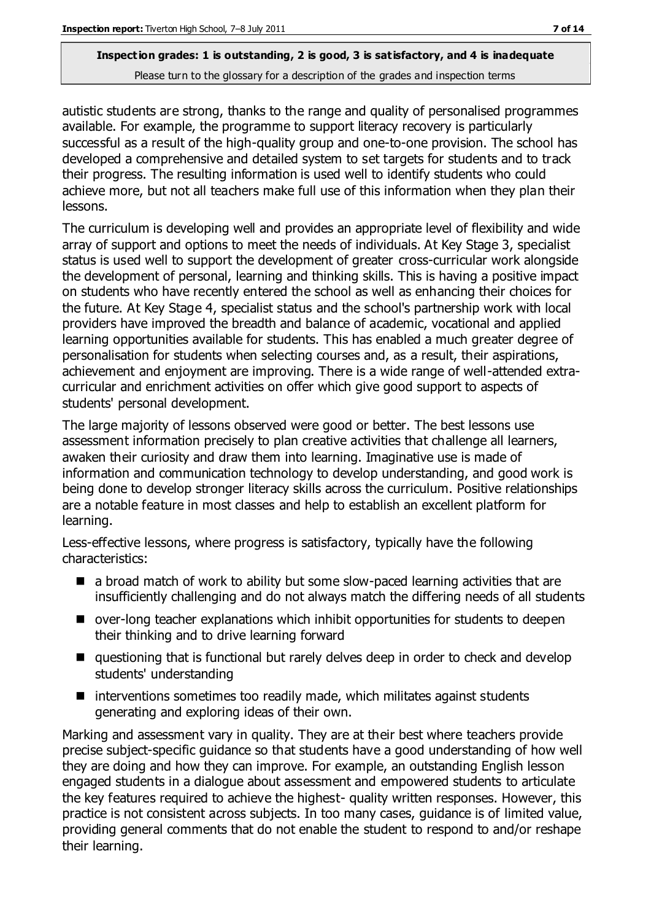autistic students are strong, thanks to the range and quality of personalised programmes available. For example, the programme to support literacy recovery is particularly successful as a result of the high-quality group and one-to-one provision. The school has developed a comprehensive and detailed system to set targets for students and to track their progress. The resulting information is used well to identify students who could achieve more, but not all teachers make full use of this information when they plan their lessons.

The curriculum is developing well and provides an appropriate level of flexibility and wide array of support and options to meet the needs of individuals. At Key Stage 3, specialist status is used well to support the development of greater cross-curricular work alongside the development of personal, learning and thinking skills. This is having a positive impact on students who have recently entered the school as well as enhancing their choices for the future. At Key Stage 4, specialist status and the school's partnership work with local providers have improved the breadth and balance of academic, vocational and applied learning opportunities available for students. This has enabled a much greater degree of personalisation for students when selecting courses and, as a result, their aspirations, achievement and enjoyment are improving. There is a wide range of well-attended extra-curricular and enrichment activities on offer which give good support to aspects of students' personal development.

The large majority of lessons observed were good or better. The best lessons use assessment information precisely to plan creative activities that challenge all learners, awaken their curiosity and draw them into learning. Imaginative use is made of information and communication technology to develop understanding, and good work is being done to develop stronger literacy skills across the curriculum. Positive relationships are a notable feature in most classes and help to establish an excellent platform for learning.

Less-effective lessons, where progress is satisfactory, typically have the following characteristics:

- a broad match of work to ability but some slow-paced learning activities that are insufficiently challenging and do not always match the differing needs of all students
- over-long teacher explanations which inhibit opportunities for students to deepen their thinking and to drive learning forward
- questioning that is functional but rarely delves deep in order to check and develop students' understanding
- interventions sometimes too readily made, which militates against students generating and exploring ideas of their own.

Marking and assessment vary in quality. They are at their best where teachers provide precise subject-specific guidance so that students have a good understanding of how well they are doing and how they can improve. For example, an outstanding English lesson engaged students in a dialogue about assessment and empowered students to articulate the key features required to achieve the highest- quality written responses. However, this practice is not consistent across subjects. In too many cases, guidance is of limited value, providing general comments that do not enable the student to respond to and/or reshape their learning.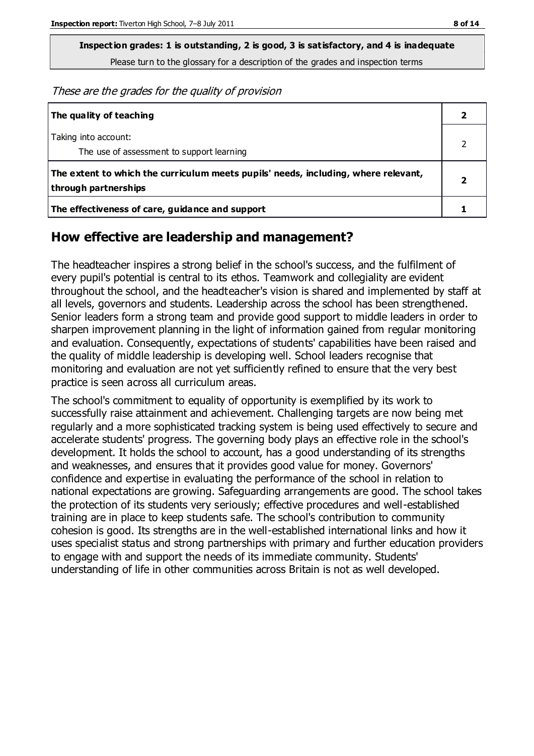**Inspection grades: 1 is outstanding, 2 is good, 3 is satisfactory, and 4 is inadequate**
Please turn to the glossary for a description of the grades and inspection terms

*These are the grades for the quality of provision*

| | |
|---|---|
| **The quality of teaching** | **2** |
| Taking into account: The use of assessment to support learning | 2 |
| **The extent to which the curriculum meets pupils' needs, including, where relevant, through partnerships** | **2** |
| **The effectiveness of care, guidance and support** | **1** |

## How effective are leadership and management?

The headteacher inspires a strong belief in the school's success, and the fulfilment of every pupil's potential is central to its ethos. Teamwork and collegiality are evident throughout the school, and the headteacher's vision is shared and implemented by staff at all levels, governors and students. Leadership across the school has been strengthened. Senior leaders form a strong team and provide good support to middle leaders in order to sharpen improvement planning in the light of information gained from regular monitoring and evaluation. Consequently, expectations of students' capabilities have been raised and the quality of middle leadership is developing well. School leaders recognise that monitoring and evaluation are not yet sufficiently refined to ensure that the very best practice is seen across all curriculum areas.

The school's commitment to equality of opportunity is exemplified by its work to successfully raise attainment and achievement. Challenging targets are now being met regularly and a more sophisticated tracking system is being used effectively to secure and accelerate students' progress. The governing body plays an effective role in the school's development. It holds the school to account, has a good understanding of its strengths and weaknesses, and ensures that it provides good value for money. Governors' confidence and expertise in evaluating the performance of the school in relation to national expectations are growing. Safeguarding arrangements are good. The school takes the protection of its students very seriously; effective procedures and well-established training are in place to keep students safe. The school's contribution to community cohesion is good. Its strengths are in the well-established international links and how it uses specialist status and strong partnerships with primary and further education providers to engage with and support the needs of its immediate community. Students' understanding of life in other communities across Britain is not as well developed.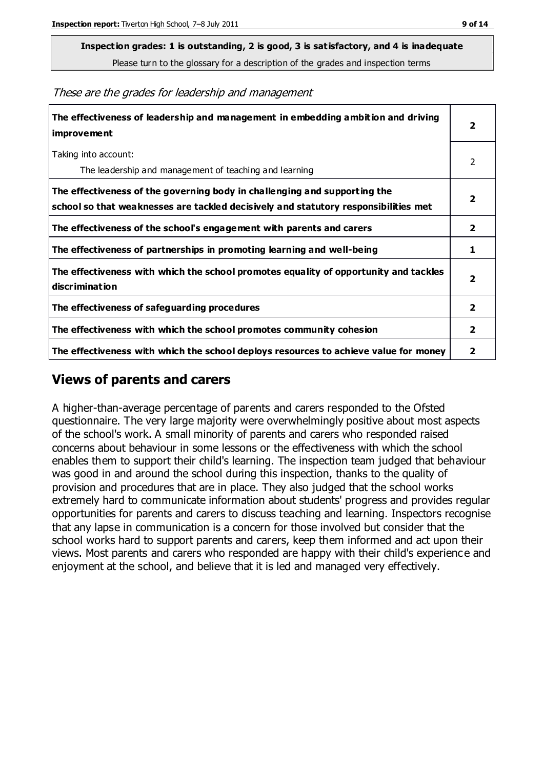**Inspection grades: 1 is outstanding, 2 is good, 3 is satisfactory, and 4 is inadequate**
Please turn to the glossary for a description of the grades and inspection terms

*These are the grades for leadership and management*

| | |
|---|---|
| **The effectiveness of leadership and management in embedding ambition and driving improvement** | **2** |
| Taking into account: The leadership and management of teaching and learning | 2 |
| **The effectiveness of the governing body in challenging and supporting the school so that weaknesses are tackled decisively and statutory responsibilities met** | **2** |
| **The effectiveness of the school's engagement with parents and carers** | **2** |
| **The effectiveness of partnerships in promoting learning and well-being** | **1** |
| **The effectiveness with which the school promotes equality of opportunity and tackles discrimination** | **2** |
| **The effectiveness of safeguarding procedures** | **2** |
| **The effectiveness with which the school promotes community cohesion** | **2** |
| **The effectiveness with which the school deploys resources to achieve value for money** | **2** |

## Views of parents and carers

A higher-than-average percentage of parents and carers responded to the Ofsted questionnaire. The very large majority were overwhelmingly positive about most aspects of the school's work. A small minority of parents and carers who responded raised concerns about behaviour in some lessons or the effectiveness with which the school enables them to support their child's learning. The inspection team judged that behaviour was good in and around the school during this inspection, thanks to the quality of provision and procedures that are in place. They also judged that the school works extremely hard to communicate information about students' progress and provides regular opportunities for parents and carers to discuss teaching and learning. Inspectors recognise that any lapse in communication is a concern for those involved but consider that the school works hard to support parents and carers, keep them informed and act upon their views. Most parents and carers who responded are happy with their child's experience and enjoyment at the school, and believe that it is led and managed very effectively.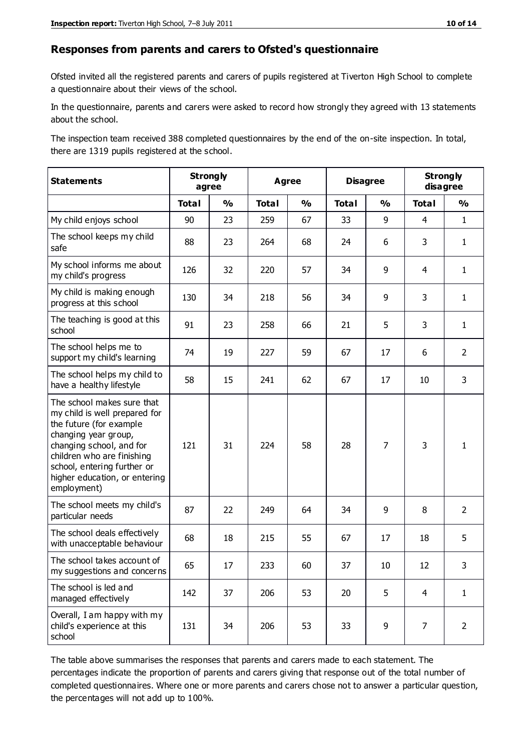## Responses from parents and carers to Ofsted's questionnaire

Ofsted invited all the registered parents and carers of pupils registered at Tiverton High School to complete a questionnaire about their views of the school.

In the questionnaire, parents and carers were asked to record how strongly they agreed with 13 statements about the school.

The inspection team received 388 completed questionnaires by the end of the on-site inspection. In total, there are 1319 pupils registered at the school.

| Statements | Strongly agree | | Agree | | Disagree | | Strongly disagree | |
|---|---|---|---|---|---|---|---|---|
| | Total | % | Total | % | Total | % | Total | % |
| My child enjoys school | 90 | 23 | 259 | 67 | 33 | 9 | 4 | 1 |
| The school keeps my child safe | 88 | 23 | 264 | 68 | 24 | 6 | 3 | 1 |
| My school informs me about my child's progress | 126 | 32 | 220 | 57 | 34 | 9 | 4 | 1 |
| My child is making enough progress at this school | 130 | 34 | 218 | 56 | 34 | 9 | 3 | 1 |
| The teaching is good at this school | 91 | 23 | 258 | 66 | 21 | 5 | 3 | 1 |
| The school helps me to support my child's learning | 74 | 19 | 227 | 59 | 67 | 17 | 6 | 2 |
| The school helps my child to have a healthy lifestyle | 58 | 15 | 241 | 62 | 67 | 17 | 10 | 3 |
| The school makes sure that my child is well prepared for the future (for example changing year group, changing school, and for children who are finishing school, entering further or higher education, or entering employment) | 121 | 31 | 224 | 58 | 28 | 7 | 3 | 1 |
| The school meets my child's particular needs | 87 | 22 | 249 | 64 | 34 | 9 | 8 | 2 |
| The school deals effectively with unacceptable behaviour | 68 | 18 | 215 | 55 | 67 | 17 | 18 | 5 |
| The school takes account of my suggestions and concerns | 65 | 17 | 233 | 60 | 37 | 10 | 12 | 3 |
| The school is led and managed effectively | 142 | 37 | 206 | 53 | 20 | 5 | 4 | 1 |
| Overall, I am happy with my child's experience at this school | 131 | 34 | 206 | 53 | 33 | 9 | 7 | 2 |

The table above summarises the responses that parents and carers made to each statement. The percentages indicate the proportion of parents and carers giving that response out of the total number of completed questionnaires. Where one or more parents and carers chose not to answer a particular question, the percentages will not add up to 100%.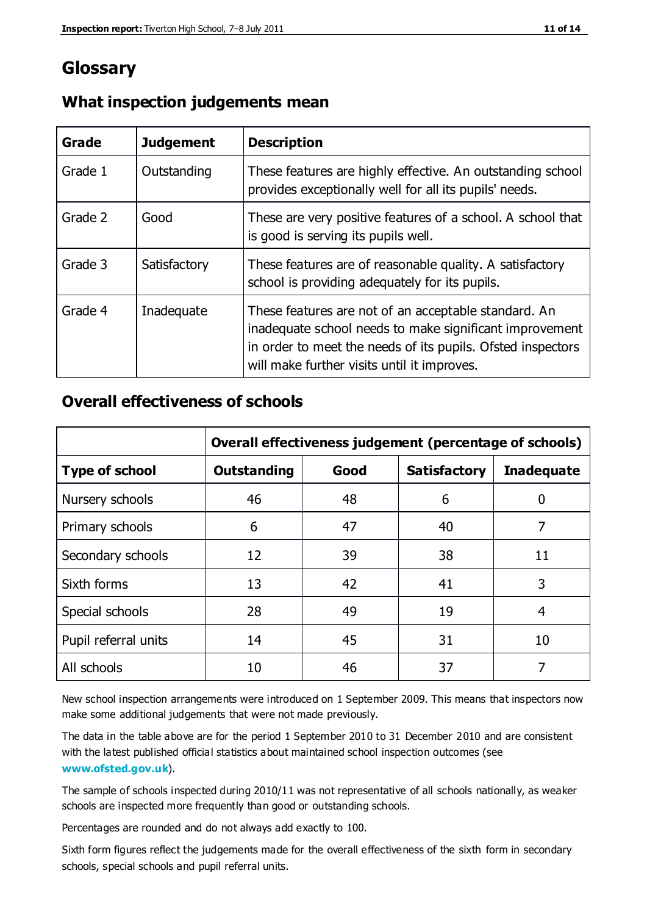# Glossary

## What inspection judgements mean

| Grade | Judgement | Description |
| --- | --- | --- |
| Grade 1 | Outstanding | These features are highly effective. An outstanding school provides exceptionally well for all its pupils' needs. |
| Grade 2 | Good | These are very positive features of a school. A school that is good is serving its pupils well. |
| Grade 3 | Satisfactory | These features are of reasonable quality. A satisfactory school is providing adequately for its pupils. |
| Grade 4 | Inadequate | These features are not of an acceptable standard. An inadequate school needs to make significant improvement in order to meet the needs of its pupils. Ofsted inspectors will make further visits until it improves. |

## Overall effectiveness of schools

| | Overall effectiveness judgement (percentage of schools) | | | |
| --- | --- | --- | --- | --- |
| **Type of school** | **Outstanding** | **Good** | **Satisfactory** | **Inadequate** |
| Nursery schools | 46 | 48 | 6 | 0 |
| Primary schools | 6 | 47 | 40 | 7 |
| Secondary schools | 12 | 39 | 38 | 11 |
| Sixth forms | 13 | 42 | 41 | 3 |
| Special schools | 28 | 49 | 19 | 4 |
| Pupil referral units | 14 | 45 | 31 | 10 |
| All schools | 10 | 46 | 37 | 7 |

New school inspection arrangements were introduced on 1 September 2009. This means that inspectors now make some additional judgements that were not made previously.

The data in the table above are for the period 1 September 2010 to 31 December 2010 and are consistent with the latest published official statistics about maintained school inspection outcomes (see **www.ofsted.gov.uk**).

The sample of schools inspected during 2010/11 was not representative of all schools nationally, as weaker schools are inspected more frequently than good or outstanding schools.

Percentages are rounded and do not always add exactly to 100.

Sixth form figures reflect the judgements made for the overall effectiveness of the sixth form in secondary schools, special schools and pupil referral units.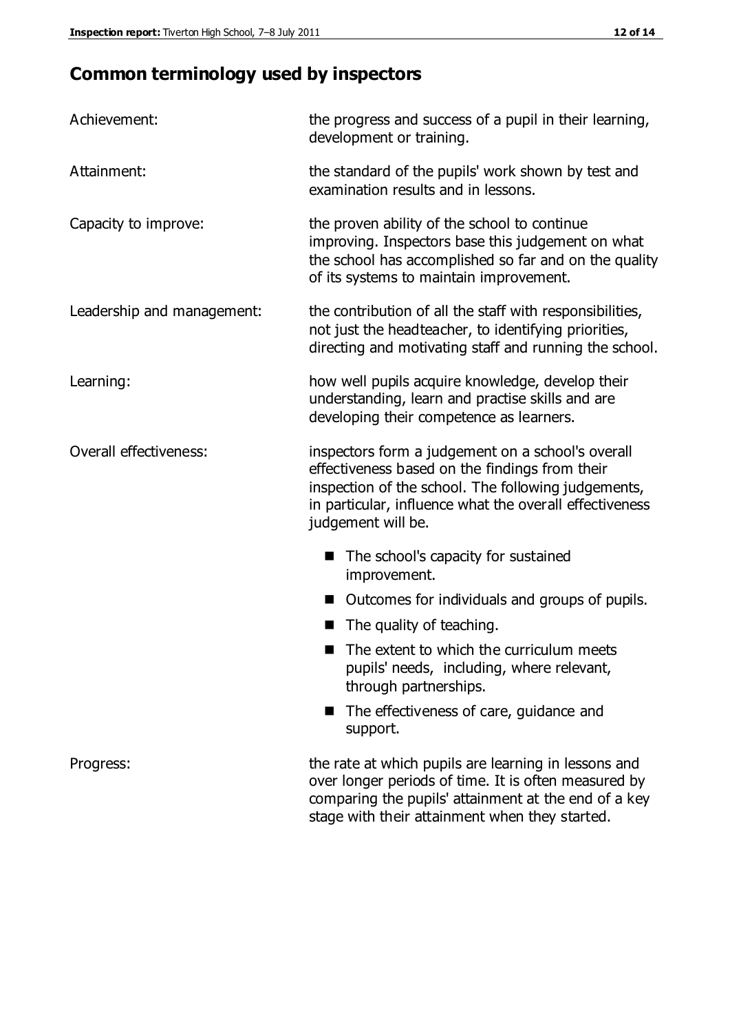## Common terminology used by inspectors

| | |
|---|---|
| Achievement: | the progress and success of a pupil in their learning, development or training. |
| Attainment: | the standard of the pupils' work shown by test and examination results and in lessons. |
| Capacity to improve: | the proven ability of the school to continue improving. Inspectors base this judgement on what the school has accomplished so far and on the quality of its systems to maintain improvement. |
| Leadership and management: | the contribution of all the staff with responsibilities, not just the headteacher, to identifying priorities, directing and motivating staff and running the school. |
| Learning: | how well pupils acquire knowledge, develop their understanding, learn and practise skills and are developing their competence as learners. |
| Overall effectiveness: | inspectors form a judgement on a school's overall effectiveness based on the findings from their inspection of the school. The following judgements, in particular, influence what the overall effectiveness judgement will be. |

- The school's capacity for sustained improvement.
- Outcomes for individuals and groups of pupils.
- The quality of teaching.
- The extent to which the curriculum meets pupils' needs, including, where relevant, through partnerships.
- The effectiveness of care, guidance and support.

| | |
|---|---|
| Progress: | the rate at which pupils are learning in lessons and over longer periods of time. It is often measured by comparing the pupils' attainment at the end of a key stage with their attainment when they started. |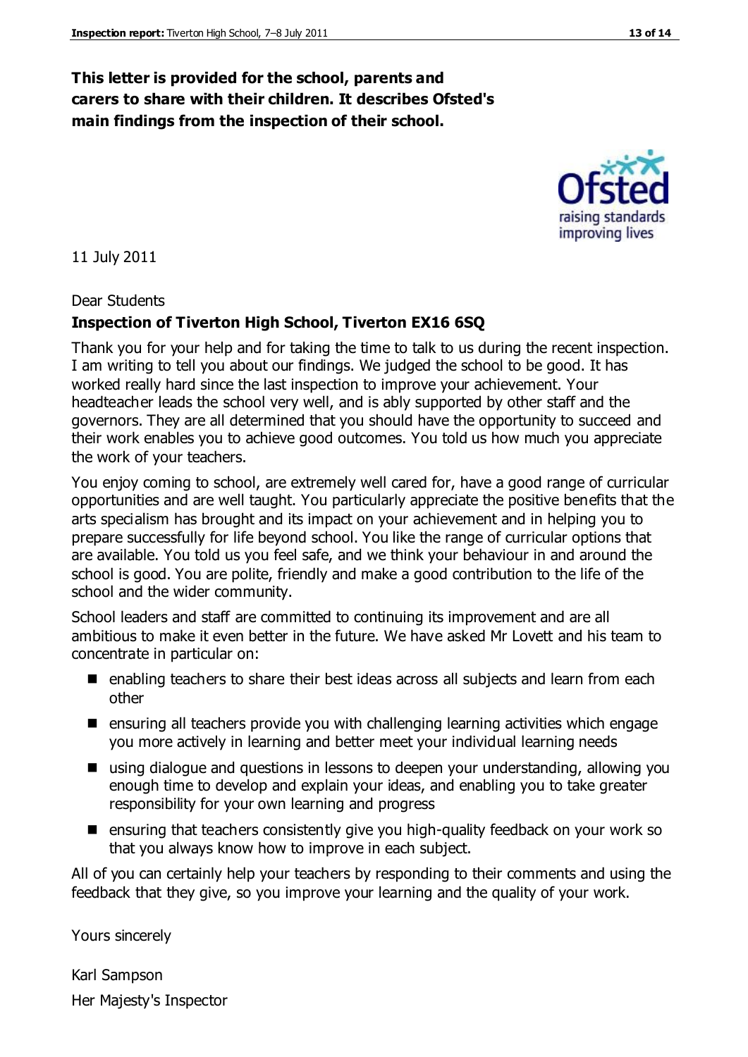**This letter is provided for the school, parents and carers to share with their children. It describes Ofsted's main findings from the inspection of their school.**

11 July 2011

Dear Students

**Inspection of Tiverton High School, Tiverton EX16 6SQ**

Thank you for your help and for taking the time to talk to us during the recent inspection. I am writing to tell you about our findings. We judged the school to be good. It has worked really hard since the last inspection to improve your achievement. Your headteacher leads the school very well, and is ably supported by other staff and the governors. They are all determined that you should have the opportunity to succeed and their work enables you to achieve good outcomes. You told us how much you appreciate the work of your teachers.

You enjoy coming to school, are extremely well cared for, have a good range of curricular opportunities and are well taught. You particularly appreciate the positive benefits that the arts specialism has brought and its impact on your achievement and in helping you to prepare successfully for life beyond school. You like the range of curricular options that are available. You told us you feel safe, and we think your behaviour in and around the school is good. You are polite, friendly and make a good contribution to the life of the school and the wider community.

School leaders and staff are committed to continuing its improvement and are all ambitious to make it even better in the future. We have asked Mr Lovett and his team to concentrate in particular on:

- enabling teachers to share their best ideas across all subjects and learn from each other
- ensuring all teachers provide you with challenging learning activities which engage you more actively in learning and better meet your individual learning needs
- using dialogue and questions in lessons to deepen your understanding, allowing you enough time to develop and explain your ideas, and enabling you to take greater responsibility for your own learning and progress
- ensuring that teachers consistently give you high-quality feedback on your work so that you always know how to improve in each subject.

All of you can certainly help your teachers by responding to their comments and using the feedback that they give, so you improve your learning and the quality of your work.

Yours sincerely

Karl Sampson

Her Majesty's Inspector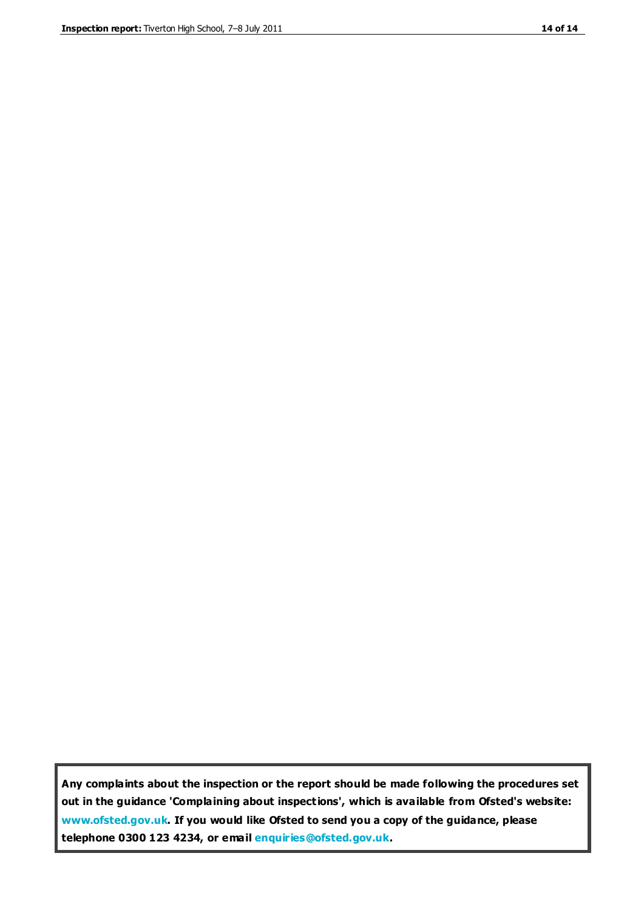**Any complaints about the inspection or the report should be made following the procedures set out in the guidance 'Complaining about inspections', which is available from Ofsted's website: www.ofsted.gov.uk. If you would like Ofsted to send you a copy of the guidance, please telephone 0300 123 4234, or email enquiries@ofsted.gov.uk.**